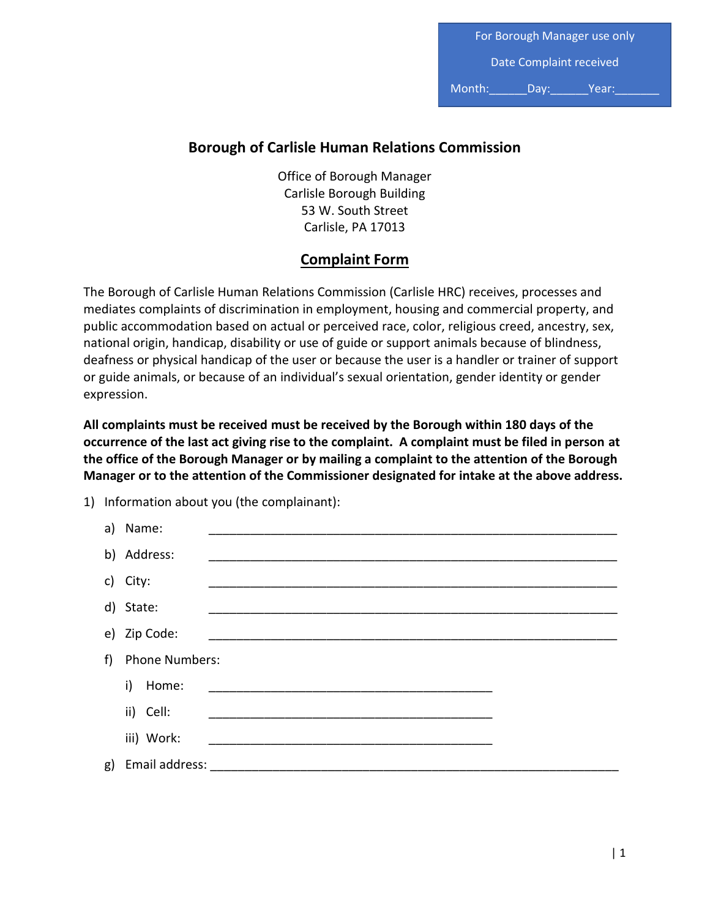For Borough Manager use only

Date Complaint received

Month:______Day:______Year:_______

## Borough of Carlisle Human Relations Commission

Office of Borough Manager
Carlisle Borough Building
53 W. South Street
Carlisle, PA 17013

### Complaint Form

The Borough of Carlisle Human Relations Commission (Carlisle HRC) receives, processes and mediates complaints of discrimination in employment, housing and commercial property, and public accommodation based on actual or perceived race, color, religious creed, ancestry, sex, national origin, handicap, disability or use of guide or support animals because of blindness, deafness or physical handicap of the user or because the user is a handler or trainer of support or guide animals, or because of an individual's sexual orientation, gender identity or gender expression.

**All complaints must be received must be received by the Borough within 180 days of the occurrence of the last act giving rise to the complaint. A complaint must be filed in person at the office of the Borough Manager or by mailing a complaint to the attention of the Borough Manager or to the attention of the Commissioner designated for intake at the above address.**

1) Information about you (the complainant):
   a) Name: ______________________________________________
   b) Address: ______________________________________________
   c) City: ______________________________________________
   d) State: ______________________________________________
   e) Zip Code: ______________________________________________
   f) Phone Numbers:
      i) Home: ________________________________
      ii) Cell: ________________________________
      iii) Work: ________________________________
   g) Email address: ______________________________________________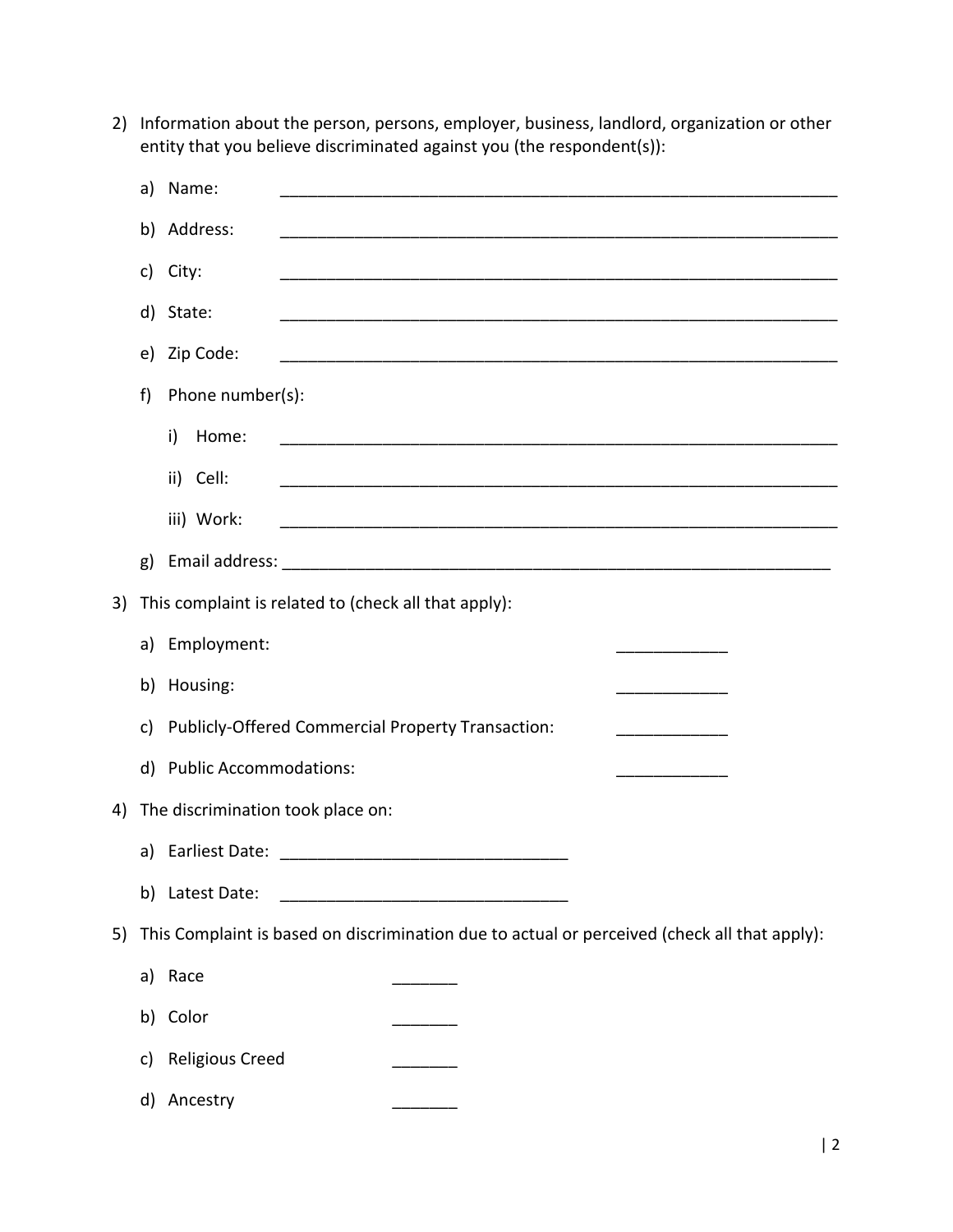2) Information about the person, persons, employer, business, landlord, organization or other entity that you believe discriminated against you (the respondent(s)):

   a) Name: ________________________________________________________________

   b) Address: ________________________________________________________________

   c) City: ________________________________________________________________

   d) State: ________________________________________________________________

   e) Zip Code: ________________________________________________________________

   f) Phone number(s):

      i) Home: ________________________________________________________________

      ii) Cell: ________________________________________________________________

      iii) Work: ________________________________________________________________

   g) Email address: ________________________________________________________________

3) This complaint is related to (check all that apply):

   a) Employment: ____________

   b) Housing: ____________

   c) Publicly-Offered Commercial Property Transaction: ____________

   d) Public Accommodations: ____________

4) The discrimination took place on:

   a) Earliest Date: _______________________________

   b) Latest Date: _______________________________

5) This Complaint is based on discrimination due to actual or perceived (check all that apply):

   a) Race _______

   b) Color _______

   c) Religious Creed _______

   d) Ancestry _______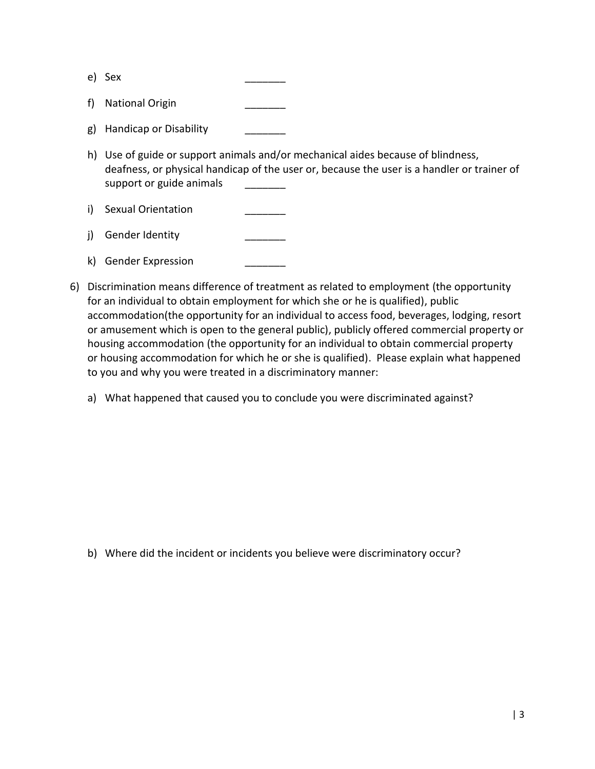e) Sex _______

f) National Origin _______

g) Handicap or Disability _______

h) Use of guide or support animals and/or mechanical aides because of blindness, deafness, or physical handicap of the user or, because the user is a handler or trainer of support or guide animals _______

i) Sexual Orientation _______

j) Gender Identity _______

k) Gender Expression _______

6) Discrimination means difference of treatment as related to employment (the opportunity for an individual to obtain employment for which she or he is qualified), public accommodation(the opportunity for an individual to access food, beverages, lodging, resort or amusement which is open to the general public), publicly offered commercial property or housing accommodation (the opportunity for an individual to obtain commercial property or housing accommodation for which he or she is qualified). Please explain what happened to you and why you were treated in a discriminatory manner:

   a) What happened that caused you to conclude you were discriminated against?

   b) Where did the incident or incidents you believe were discriminatory occur?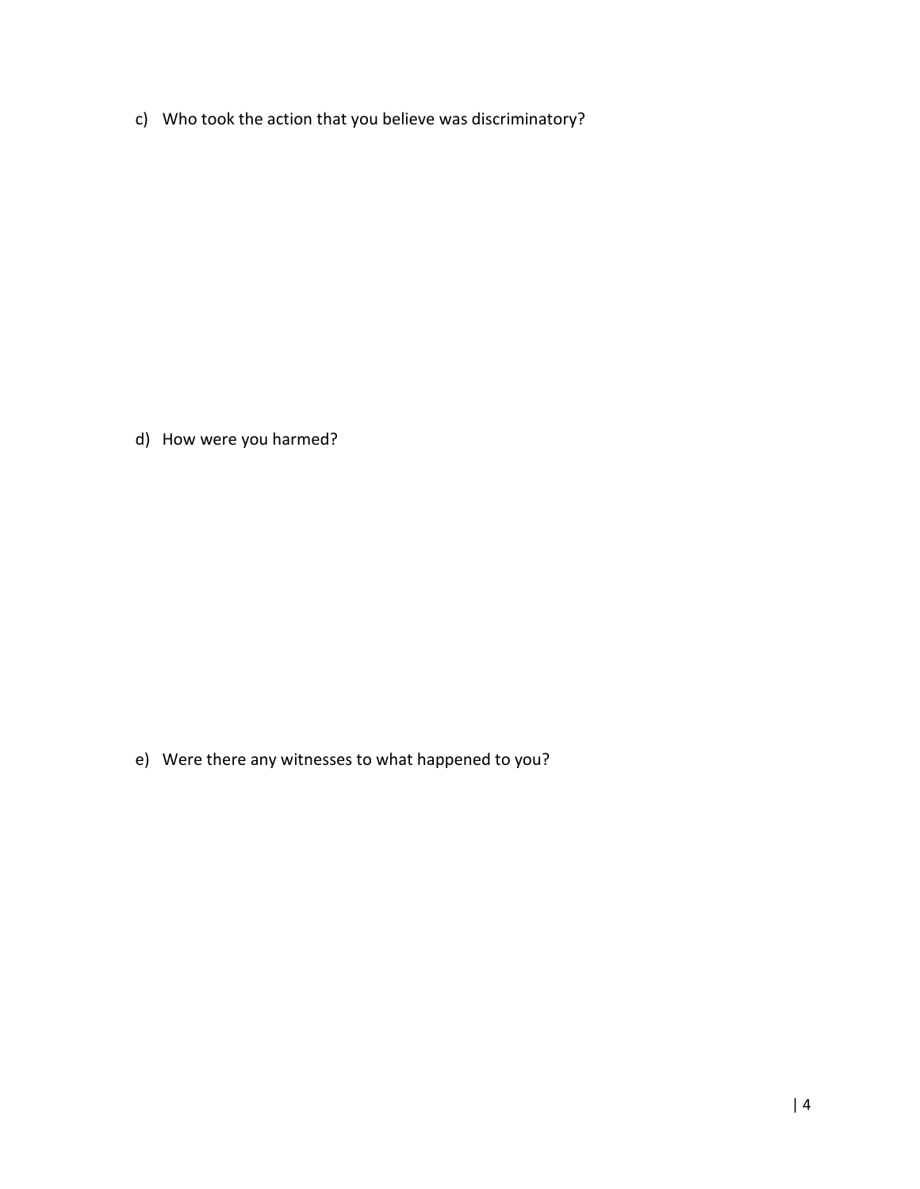c) Who took the action that you believe was discriminatory?

d) How were you harmed?

e) Were there any witnesses to what happened to you?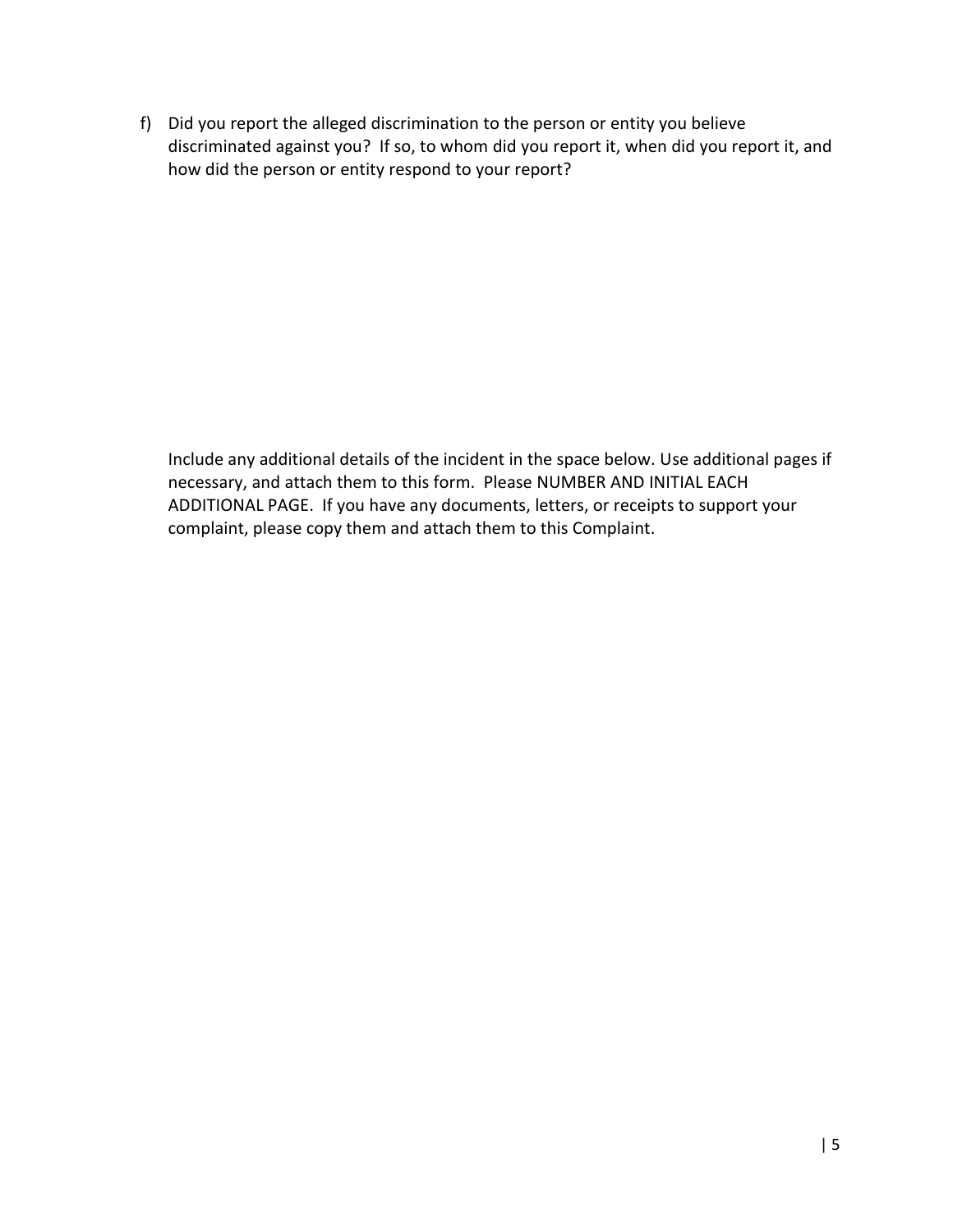f) Did you report the alleged discrimination to the person or entity you believe discriminated against you? If so, to whom did you report it, when did you report it, and how did the person or entity respond to your report?

Include any additional details of the incident in the space below. Use additional pages if necessary, and attach them to this form. Please NUMBER AND INITIAL EACH ADDITIONAL PAGE. If you have any documents, letters, or receipts to support your complaint, please copy them and attach them to this Complaint.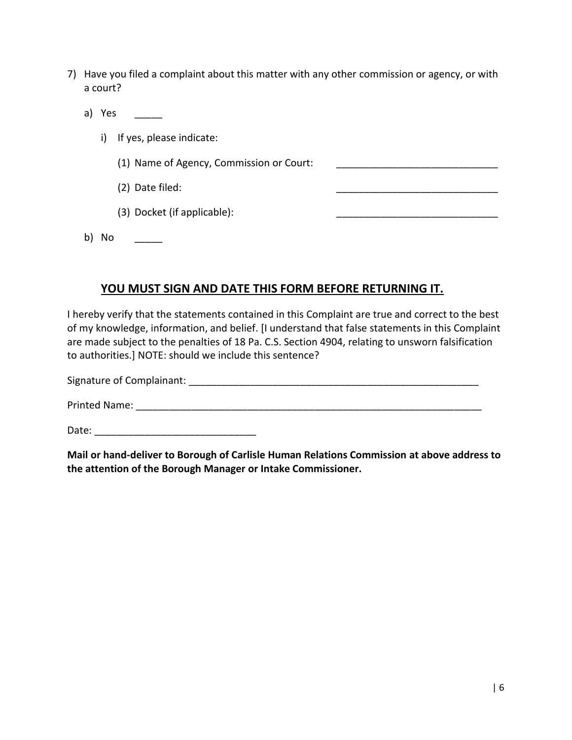7) Have you filed a complaint about this matter with any other commission or agency, or with a court?

   a) Yes _____

      i) If yes, please indicate:

         (1) Name of Agency, Commission or Court: _____________________________

         (2) Date filed: _____________________________

         (3) Docket (if applicable): _____________________________

   b) No _____

## YOU MUST SIGN AND DATE THIS FORM BEFORE RETURNING IT.

I hereby verify that the statements contained in this Complaint are true and correct to the best of my knowledge, information, and belief. [I understand that false statements in this Complaint are made subject to the penalties of 18 Pa. C.S. Section 4904, relating to unsworn falsification to authorities.] NOTE: should we include this sentence?

Signature of Complainant: _______________________________________________________

Printed Name: _________________________________________________________________

Date: _____________________________

**Mail or hand-deliver to Borough of Carlisle Human Relations Commission at above address to the attention of the Borough Manager or Intake Commissioner.**